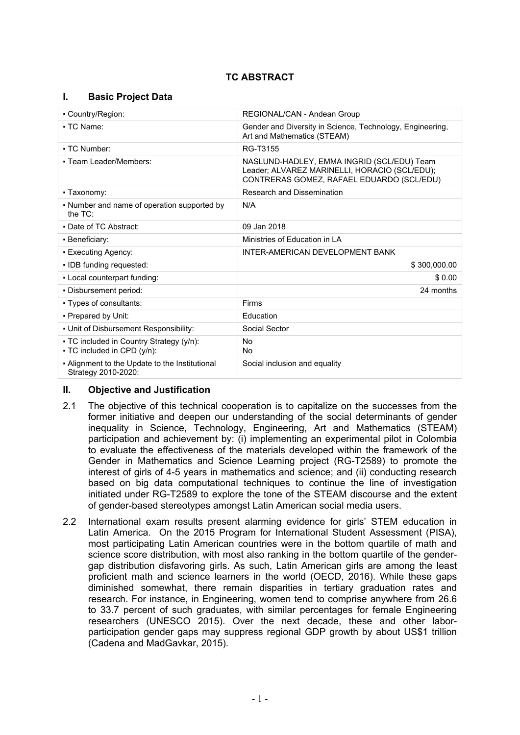# TC ABSTRACT

## I. Basic Project Data

| | |
|---|---|
| ▪ Country/Region: | REGIONAL/CAN - Andean Group |
| ▪ TC Name: | Gender and Diversity in Science, Technology, Engineering, Art and Mathematics (STEAM) |
| ▪ TC Number: | RG-T3155 |
| ▪ Team Leader/Members: | NASLUND-HADLEY, EMMA INGRID (SCL/EDU) Team Leader; ALVAREZ MARINELLI, HORACIO (SCL/EDU); CONTRERAS GOMEZ, RAFAEL EDUARDO (SCL/EDU) |
| ▪ Taxonomy: | Research and Dissemination |
| ▪ Number and name of operation supported by the TC: | N/A |
| ▪ Date of TC Abstract: | 09 Jan 2018 |
| ▪ Beneficiary: | Ministries of Education in LA |
| ▪ Executing Agency: | INTER-AMERICAN DEVELOPMENT BANK |
| ▪ IDB funding requested: | $ 300,000.00 |
| ▪ Local counterpart funding: | $ 0.00 |
| ▪ Disbursement period: | 24 months |
| ▪ Types of consultants: | Firms |
| ▪ Prepared by Unit: | Education |
| ▪ Unit of Disbursement Responsibility: | Social Sector |
| ▪ TC included in Country Strategy (y/n):<br>▪ TC included in CPD (y/n): | No<br>No |
| ▪ Alignment to the Update to the Institutional Strategy 2010-2020: | Social inclusion and equality |

## II. Objective and Justification

2.1 The objective of this technical cooperation is to capitalize on the successes from the former initiative and deepen our understanding of the social determinants of gender inequality in Science, Technology, Engineering, Art and Mathematics (STEAM) participation and achievement by: (i) implementing an experimental pilot in Colombia to evaluate the effectiveness of the materials developed within the framework of the Gender in Mathematics and Science Learning project (RG-T2589) to promote the interest of girls of 4-5 years in mathematics and science; and (ii) conducting research based on big data computational techniques to continue the line of investigation initiated under RG-T2589 to explore the tone of the STEAM discourse and the extent of gender-based stereotypes amongst Latin American social media users.

2.2 International exam results present alarming evidence for girls' STEM education in Latin America. On the 2015 Program for International Student Assessment (PISA), most participating Latin American countries were in the bottom quartile of math and science score distribution, with most also ranking in the bottom quartile of the gender-gap distribution disfavoring girls. As such, Latin American girls are among the least proficient math and science learners in the world (OECD, 2016). While these gaps diminished somewhat, there remain disparities in tertiary graduation rates and research. For instance, in Engineering, women tend to comprise anywhere from 26.6 to 33.7 percent of such graduates, with similar percentages for female Engineering researchers (UNESCO 2015). Over the next decade, these and other labor-participation gender gaps may suppress regional GDP growth by about US$1 trillion (Cadena and MadGavkar, 2015).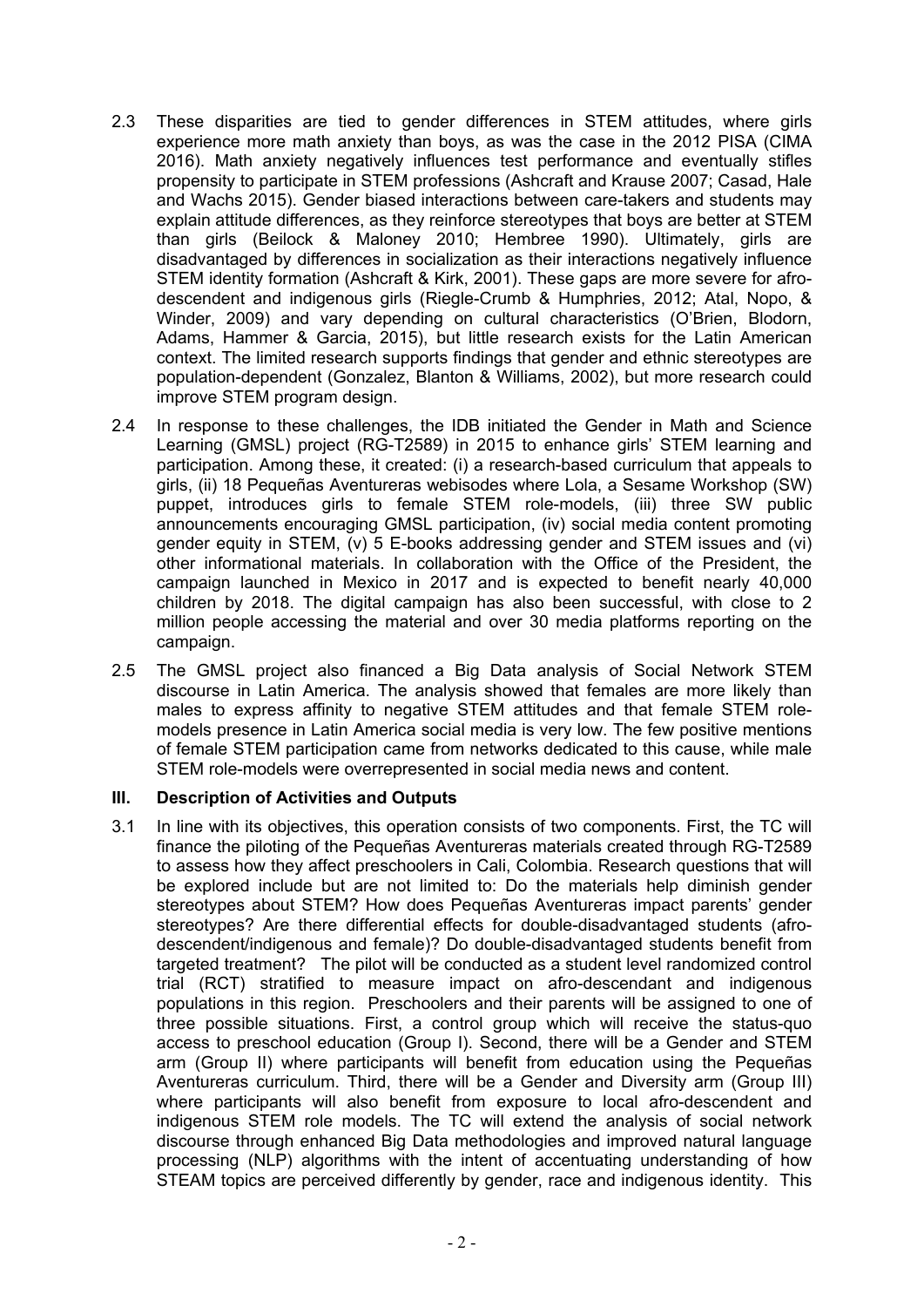2.3 These disparities are tied to gender differences in STEM attitudes, where girls experience more math anxiety than boys, as was the case in the 2012 PISA (CIMA 2016). Math anxiety negatively influences test performance and eventually stifles propensity to participate in STEM professions (Ashcraft and Krause 2007; Casad, Hale and Wachs 2015). Gender biased interactions between care-takers and students may explain attitude differences, as they reinforce stereotypes that boys are better at STEM than girls (Beilock & Maloney 2010; Hembree 1990). Ultimately, girls are disadvantaged by differences in socialization as their interactions negatively influence STEM identity formation (Ashcraft & Kirk, 2001). These gaps are more severe for afro-descendent and indigenous girls (Riegle-Crumb & Humphries, 2012; Atal, Nopo, & Winder, 2009) and vary depending on cultural characteristics (O'Brien, Blodorn, Adams, Hammer & Garcia, 2015), but little research exists for the Latin American context. The limited research supports findings that gender and ethnic stereotypes are population-dependent (Gonzalez, Blanton & Williams, 2002), but more research could improve STEM program design.

2.4 In response to these challenges, the IDB initiated the Gender in Math and Science Learning (GMSL) project (RG-T2589) in 2015 to enhance girls' STEM learning and participation. Among these, it created: (i) a research-based curriculum that appeals to girls, (ii) 18 Pequeñas Aventureras webisodes where Lola, a Sesame Workshop (SW) puppet, introduces girls to female STEM role-models, (iii) three SW public announcements encouraging GMSL participation, (iv) social media content promoting gender equity in STEM, (v) 5 E-books addressing gender and STEM issues and (vi) other informational materials. In collaboration with the Office of the President, the campaign launched in Mexico in 2017 and is expected to benefit nearly 40,000 children by 2018. The digital campaign has also been successful, with close to 2 million people accessing the material and over 30 media platforms reporting on the campaign.

2.5 The GMSL project also financed a Big Data analysis of Social Network STEM discourse in Latin America. The analysis showed that females are more likely than males to express affinity to negative STEM attitudes and that female STEM role-models presence in Latin America social media is very low. The few positive mentions of female STEM participation came from networks dedicated to this cause, while male STEM role-models were overrepresented in social media news and content.

## III. Description of Activities and Outputs

3.1 In line with its objectives, this operation consists of two components. First, the TC will finance the piloting of the Pequeñas Aventureras materials created through RG-T2589 to assess how they affect preschoolers in Cali, Colombia. Research questions that will be explored include but are not limited to: Do the materials help diminish gender stereotypes about STEM? How does Pequeñas Aventureras impact parents' gender stereotypes? Are there differential effects for double-disadvantaged students (afro-descendent/indigenous and female)? Do double-disadvantaged students benefit from targeted treatment? The pilot will be conducted as a student level randomized control trial (RCT) stratified to measure impact on afro-descendant and indigenous populations in this region. Preschoolers and their parents will be assigned to one of three possible situations. First, a control group which will receive the status-quo access to preschool education (Group I). Second, there will be a Gender and STEM arm (Group II) where participants will benefit from education using the Pequeñas Aventureras curriculum. Third, there will be a Gender and Diversity arm (Group III) where participants will also benefit from exposure to local afro-descendent and indigenous STEM role models. The TC will extend the analysis of social network discourse through enhanced Big Data methodologies and improved natural language processing (NLP) algorithms with the intent of accentuating understanding of how STEAM topics are perceived differently by gender, race and indigenous identity. This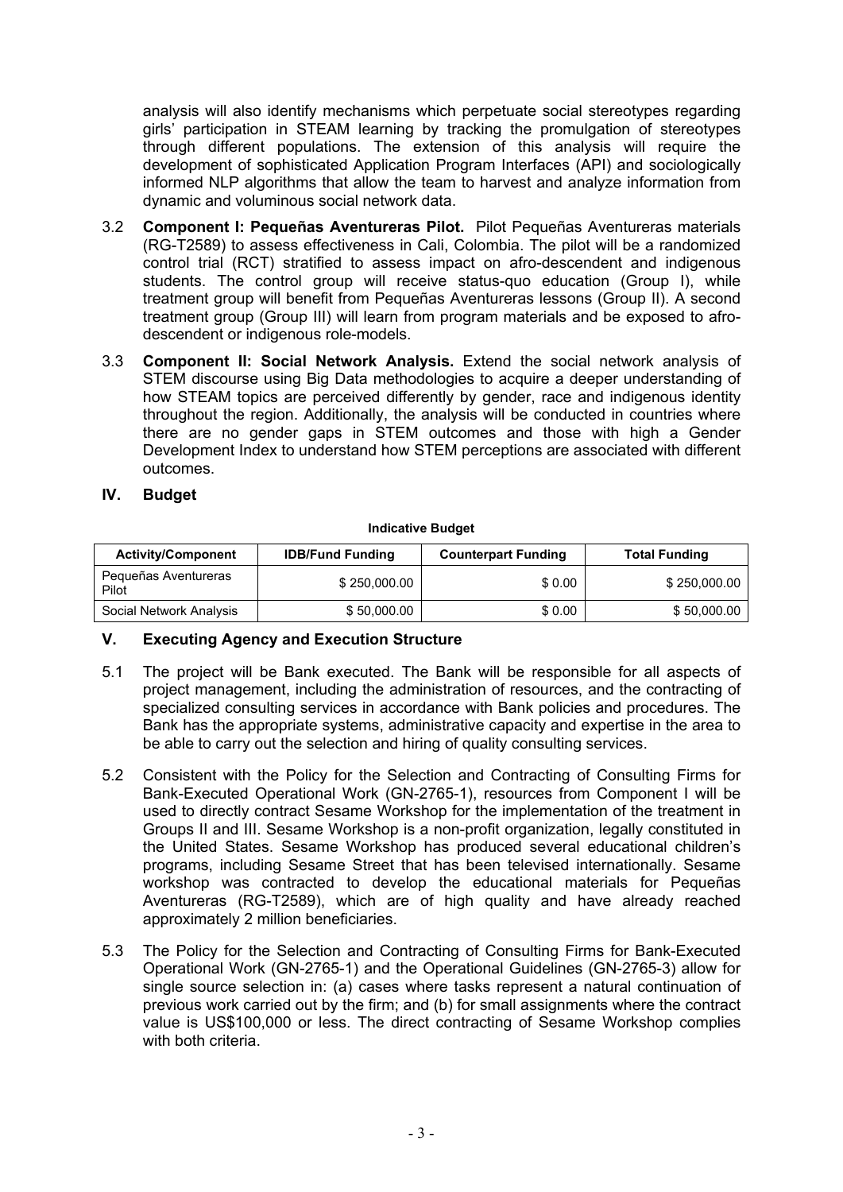analysis will also identify mechanisms which perpetuate social stereotypes regarding girls' participation in STEAM learning by tracking the promulgation of stereotypes through different populations. The extension of this analysis will require the development of sophisticated Application Program Interfaces (API) and sociologically informed NLP algorithms that allow the team to harvest and analyze information from dynamic and voluminous social network data.

3.2 **Component I: Pequeñas Aventureras Pilot.** Pilot Pequeñas Aventureras materials (RG-T2589) to assess effectiveness in Cali, Colombia. The pilot will be a randomized control trial (RCT) stratified to assess impact on afro-descendent and indigenous students. The control group will receive status-quo education (Group I), while treatment group will benefit from Pequeñas Aventureras lessons (Group II). A second treatment group (Group III) will learn from program materials and be exposed to afro-descendent or indigenous role-models.

3.3 **Component II: Social Network Analysis.** Extend the social network analysis of STEM discourse using Big Data methodologies to acquire a deeper understanding of how STEAM topics are perceived differently by gender, race and indigenous identity throughout the region. Additionally, the analysis will be conducted in countries where there are no gender gaps in STEM outcomes and those with high a Gender Development Index to understand how STEM perceptions are associated with different outcomes.

## IV. Budget

**Indicative Budget**

| Activity/Component | IDB/Fund Funding | Counterpart Funding | Total Funding |
|---|---|---|---|
| Pequeñas Aventureras Pilot | $ 250,000.00 | $ 0.00 | $ 250,000.00 |
| Social Network Analysis | $ 50,000.00 | $ 0.00 | $ 50,000.00 |

## V. Executing Agency and Execution Structure

5.1 The project will be Bank executed. The Bank will be responsible for all aspects of project management, including the administration of resources, and the contracting of specialized consulting services in accordance with Bank policies and procedures. The Bank has the appropriate systems, administrative capacity and expertise in the area to be able to carry out the selection and hiring of quality consulting services.

5.2 Consistent with the Policy for the Selection and Contracting of Consulting Firms for Bank-Executed Operational Work (GN-2765-1), resources from Component I will be used to directly contract Sesame Workshop for the implementation of the treatment in Groups II and III. Sesame Workshop is a non-profit organization, legally constituted in the United States. Sesame Workshop has produced several educational children's programs, including Sesame Street that has been televised internationally. Sesame workshop was contracted to develop the educational materials for Pequeñas Aventureras (RG-T2589), which are of high quality and have already reached approximately 2 million beneficiaries.

5.3 The Policy for the Selection and Contracting of Consulting Firms for Bank-Executed Operational Work (GN-2765-1) and the Operational Guidelines (GN-2765-3) allow for single source selection in: (a) cases where tasks represent a natural continuation of previous work carried out by the firm; and (b) for small assignments where the contract value is US$100,000 or less. The direct contracting of Sesame Workshop complies with both criteria.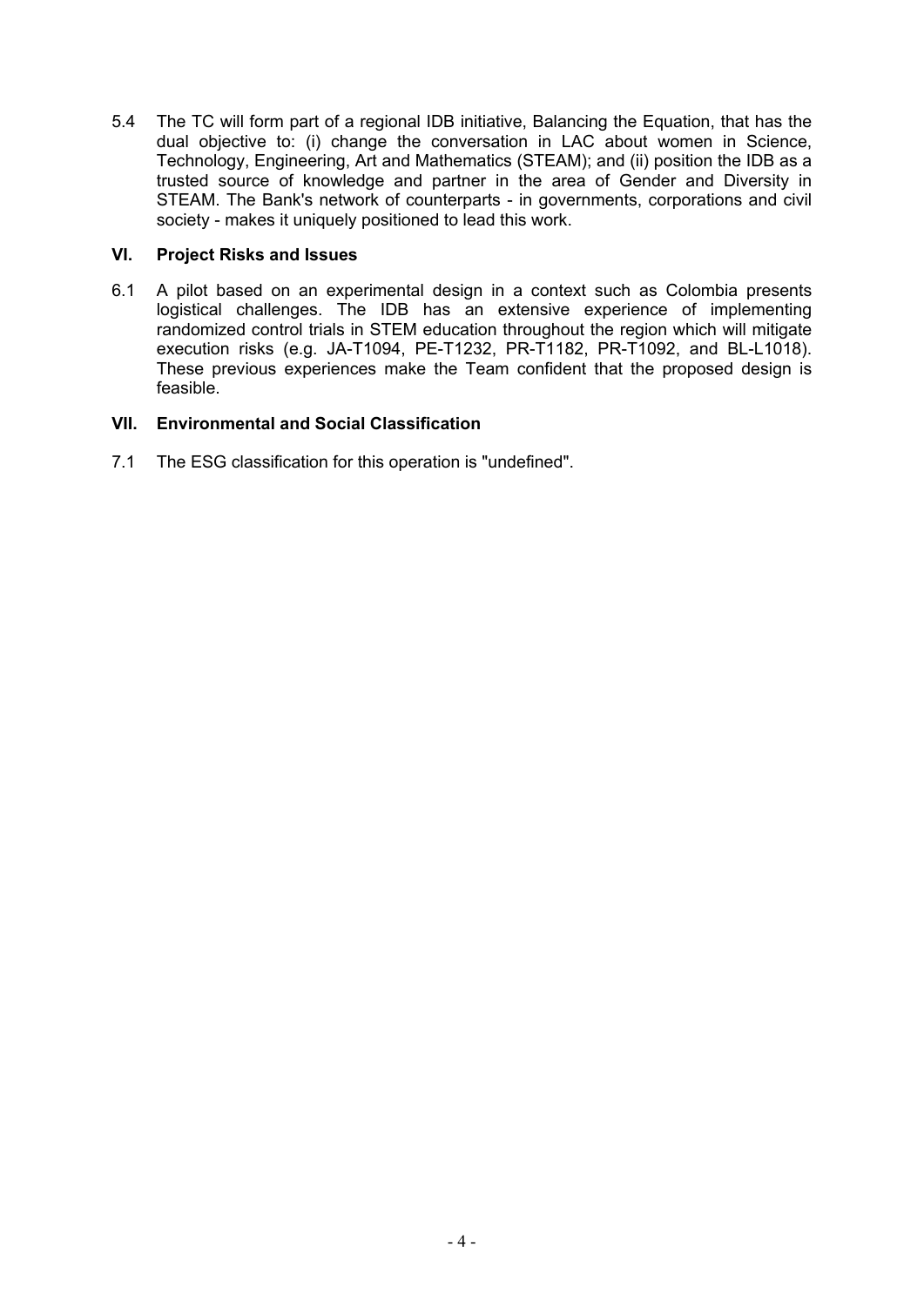5.4 The TC will form part of a regional IDB initiative, Balancing the Equation, that has the dual objective to: (i) change the conversation in LAC about women in Science, Technology, Engineering, Art and Mathematics (STEAM); and (ii) position the IDB as a trusted source of knowledge and partner in the area of Gender and Diversity in STEAM. The Bank's network of counterparts - in governments, corporations and civil society - makes it uniquely positioned to lead this work.

## VI. Project Risks and Issues

6.1 A pilot based on an experimental design in a context such as Colombia presents logistical challenges. The IDB has an extensive experience of implementing randomized control trials in STEM education throughout the region which will mitigate execution risks (e.g. JA-T1094, PE-T1232, PR-T1182, PR-T1092, and BL-L1018). These previous experiences make the Team confident that the proposed design is feasible.

## VII. Environmental and Social Classification

7.1 The ESG classification for this operation is "undefined".